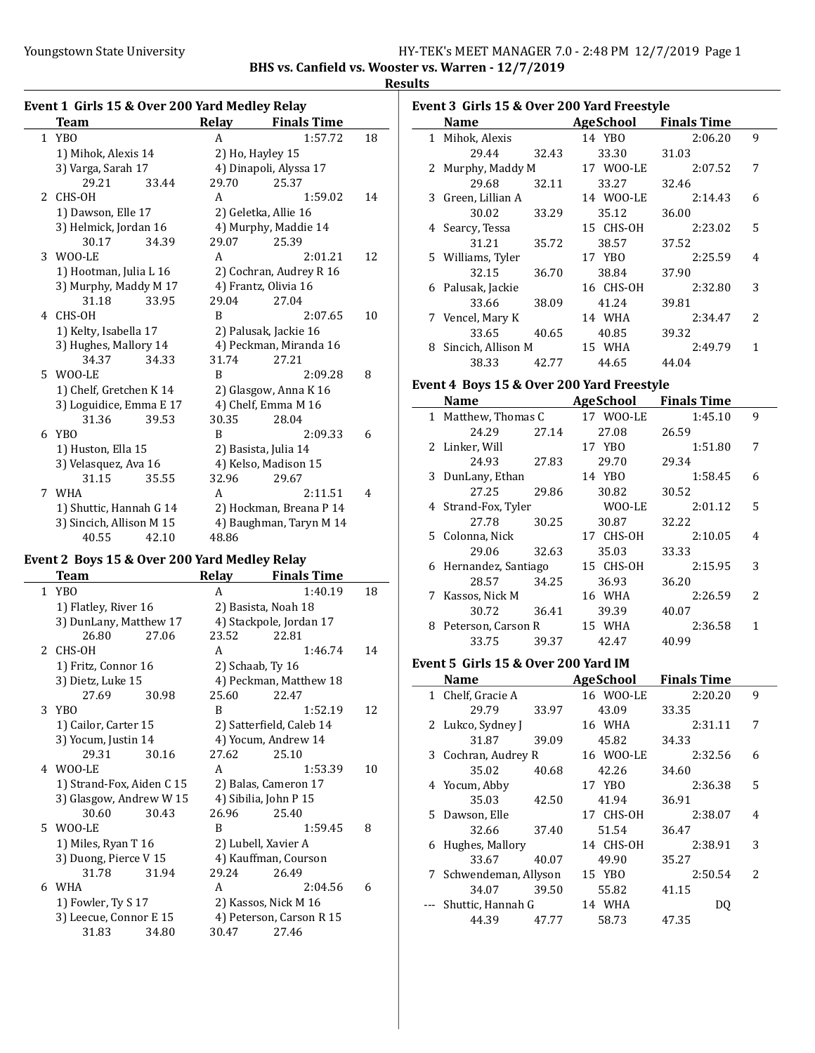BHS vs. Canfield vs. Wooster vs. Warren - 12/7/2019

**Results**

### Event 1 Girls 15 & Over 200 Yard Medley Relay

| | Team | Relay | Finals Time | |
|---|---|---|---|---|
| 1 | YBO | A | 1:57.72 | 18 |
| | 1) Mihok, Alexis 14 | 2) Ho, Hayley 15 | | |
| | 3) Varga, Sarah 17 | 4) Dinapoli, Alyssa 17 | | |
| | 29.21 33.44 | 29.70 25.37 | | |
| 2 | CHS-OH | A | 1:59.02 | 14 |
| | 1) Dawson, Elle 17 | 2) Geletka, Allie 16 | | |
| | 3) Helmick, Jordan 16 | 4) Murphy, Maddie 14 | | |
| | 30.17 34.39 | 29.07 25.39 | | |
| 3 | WOO-LE | A | 2:01.21 | 12 |
| | 1) Hootman, Julia L 16 | 2) Cochran, Audrey R 16 | | |
| | 3) Murphy, Maddy M 17 | 4) Frantz, Olivia 16 | | |
| | 31.18 33.95 | 29.04 27.04 | | |
| 4 | CHS-OH | B | 2:07.65 | 10 |
| | 1) Kelty, Isabella 17 | 2) Palusak, Jackie 16 | | |
| | 3) Hughes, Mallory 14 | 4) Peckman, Miranda 16 | | |
| | 34.37 34.33 | 31.74 27.21 | | |
| 5 | WOO-LE | B | 2:09.28 | 8 |
| | 1) Chelf, Gretchen K 14 | 2) Glasgow, Anna K 16 | | |
| | 3) Loguidice, Emma E 17 | 4) Chelf, Emma M 16 | | |
| | 31.36 39.53 | 30.35 28.04 | | |
| 6 | YBO | B | 2:09.33 | 6 |
| | 1) Huston, Ella 15 | 2) Basista, Julia 14 | | |
| | 3) Velasquez, Ava 16 | 4) Kelso, Madison 15 | | |
| | 31.15 35.55 | 32.96 29.67 | | |
| 7 | WHA | A | 2:11.51 | 4 |
| | 1) Shuttic, Hannah G 14 | 2) Hockman, Breana P 14 | | |
| | 3) Sincich, Allison M 15 | 4) Baughman, Taryn M 14 | | |
| | 40.55 42.10 | 48.86 | | |

### Event 2 Boys 15 & Over 200 Yard Medley Relay

| | Team | Relay | Finals Time | |
|---|---|---|---|---|
| 1 | YBO | A | 1:40.19 | 18 |
| | 1) Flatley, River 16 | 2) Basista, Noah 18 | | |
| | 3) DunLany, Matthew 17 | 4) Stackpole, Jordan 17 | | |
| | 26.80 27.06 | 23.52 22.81 | | |
| 2 | CHS-OH | A | 1:46.74 | 14 |
| | 1) Fritz, Connor 16 | 2) Schaab, Ty 16 | | |
| | 3) Dietz, Luke 15 | 4) Peckman, Matthew 18 | | |
| | 27.69 30.98 | 25.60 22.47 | | |
| 3 | YBO | B | 1:52.19 | 12 |
| | 1) Cailor, Carter 15 | 2) Satterfield, Caleb 14 | | |
| | 3) Yocum, Justin 14 | 4) Yocum, Andrew 14 | | |
| | 29.31 30.16 | 27.62 25.10 | | |
| 4 | WOO-LE | A | 1:53.39 | 10 |
| | 1) Strand-Fox, Aiden C 15 | 2) Balas, Cameron 17 | | |
| | 3) Glasgow, Andrew W 15 | 4) Sibilia, John P 15 | | |
| | 30.60 30.43 | 26.96 25.40 | | |
| 5 | WOO-LE | B | 1:59.45 | 8 |
| | 1) Miles, Ryan T 16 | 2) Lubell, Xavier A | | |
| | 3) Duong, Pierce V 15 | 4) Kauffman, Courson | | |
| | 31.78 31.94 | 29.24 26.49 | | |
| 6 | WHA | A | 2:04.56 | 6 |
| | 1) Fowler, Ty S 17 | 2) Kassos, Nick M 16 | | |
| | 3) Leecue, Connor E 15 | 4) Peterson, Carson R 15 | | |
| | 31.83 34.80 | 30.47 27.46 | | |

### Event 3 Girls 15 & Over 200 Yard Freestyle

| | Name | Age | School | Finals Time | |
|---|---|---|---|---|---|
| 1 | Mihok, Alexis | 14 | YBO | 2:06.20 | 9 |
| | 29.44 32.43 | 33.30 | | 31.03 | |
| 2 | Murphy, Maddy M | 17 | WOO-LE | 2:07.52 | 7 |
| | 29.68 32.11 | 33.27 | | 32.46 | |
| 3 | Green, Lillian A | 14 | WOO-LE | 2:14.43 | 6 |
| | 30.02 33.29 | 35.12 | | 36.00 | |
| 4 | Searcy, Tessa | 15 | CHS-OH | 2:23.02 | 5 |
| | 31.21 35.72 | 38.57 | | 37.52 | |
| 5 | Williams, Tyler | 17 | YBO | 2:25.59 | 4 |
| | 32.15 36.70 | 38.84 | | 37.90 | |
| 6 | Palusak, Jackie | 16 | CHS-OH | 2:32.80 | 3 |
| | 33.66 38.09 | 41.24 | | 39.81 | |
| 7 | Vencel, Mary K | 14 | WHA | 2:34.47 | 2 |
| | 33.65 40.65 | 40.85 | | 39.32 | |
| 8 | Sincich, Allison M | 15 | WHA | 2:49.79 | 1 |
| | 38.33 42.77 | 44.65 | | 44.04 | |

### Event 4 Boys 15 & Over 200 Yard Freestyle

| | Name | Age | School | Finals Time | |
|---|---|---|---|---|---|
| 1 | Matthew, Thomas C | 17 | WOO-LE | 1:45.10 | 9 |
| | 24.29 27.14 | 27.08 | | 26.59 | |
| 2 | Linker, Will | 17 | YBO | 1:51.80 | 7 |
| | 24.93 27.83 | 29.70 | | 29.34 | |
| 3 | DunLany, Ethan | 14 | YBO | 1:58.45 | 6 |
| | 27.25 29.86 | 30.82 | | 30.52 | |
| 4 | Strand-Fox, Tyler | | WOO-LE | 2:01.12 | 5 |
| | 27.78 30.25 | 30.87 | | 32.22 | |
| 5 | Colonna, Nick | 17 | CHS-OH | 2:10.05 | 4 |
| | 29.06 32.63 | 35.03 | | 33.33 | |
| 6 | Hernandez, Santiago | 15 | CHS-OH | 2:15.95 | 3 |
| | 28.57 34.25 | 36.93 | | 36.20 | |
| 7 | Kassos, Nick M | 16 | WHA | 2:26.59 | 2 |
| | 30.72 36.41 | 39.39 | | 40.07 | |
| 8 | Peterson, Carson R | 15 | WHA | 2:36.58 | 1 |
| | 33.75 39.37 | 42.47 | | 40.99 | |

### Event 5 Girls 15 & Over 200 Yard IM

| | Name | Age | School | Finals Time | |
|---|---|---|---|---|---|
| 1 | Chelf, Gracie A | 16 | WOO-LE | 2:20.20 | 9 |
| | 29.79 33.97 | 43.09 | | 33.35 | |
| 2 | Lukco, Sydney J | 16 | WHA | 2:31.11 | 7 |
| | 31.87 39.09 | 45.82 | | 34.33 | |
| 3 | Cochran, Audrey R | 16 | WOO-LE | 2:32.56 | 6 |
| | 35.02 40.68 | 42.26 | | 34.60 | |
| 4 | Yocum, Abby | 17 | YBO | 2:36.38 | 5 |
| | 35.03 42.50 | 41.94 | | 36.91 | |
| 5 | Dawson, Elle | 17 | CHS-OH | 2:38.07 | 4 |
| | 32.66 37.40 | 51.54 | | 36.47 | |
| 6 | Hughes, Mallory | 14 | CHS-OH | 2:38.91 | 3 |
| | 33.67 40.07 | 49.90 | | 35.27 | |
| 7 | Schwendeman, Allyson | 15 | YBO | 2:50.54 | 2 |
| | 34.07 39.50 | 55.82 | | 41.15 | |
| --- | Shuttic, Hannah G | 14 | WHA | DQ | |
| | 44.39 47.77 | 58.73 | | 47.35 | |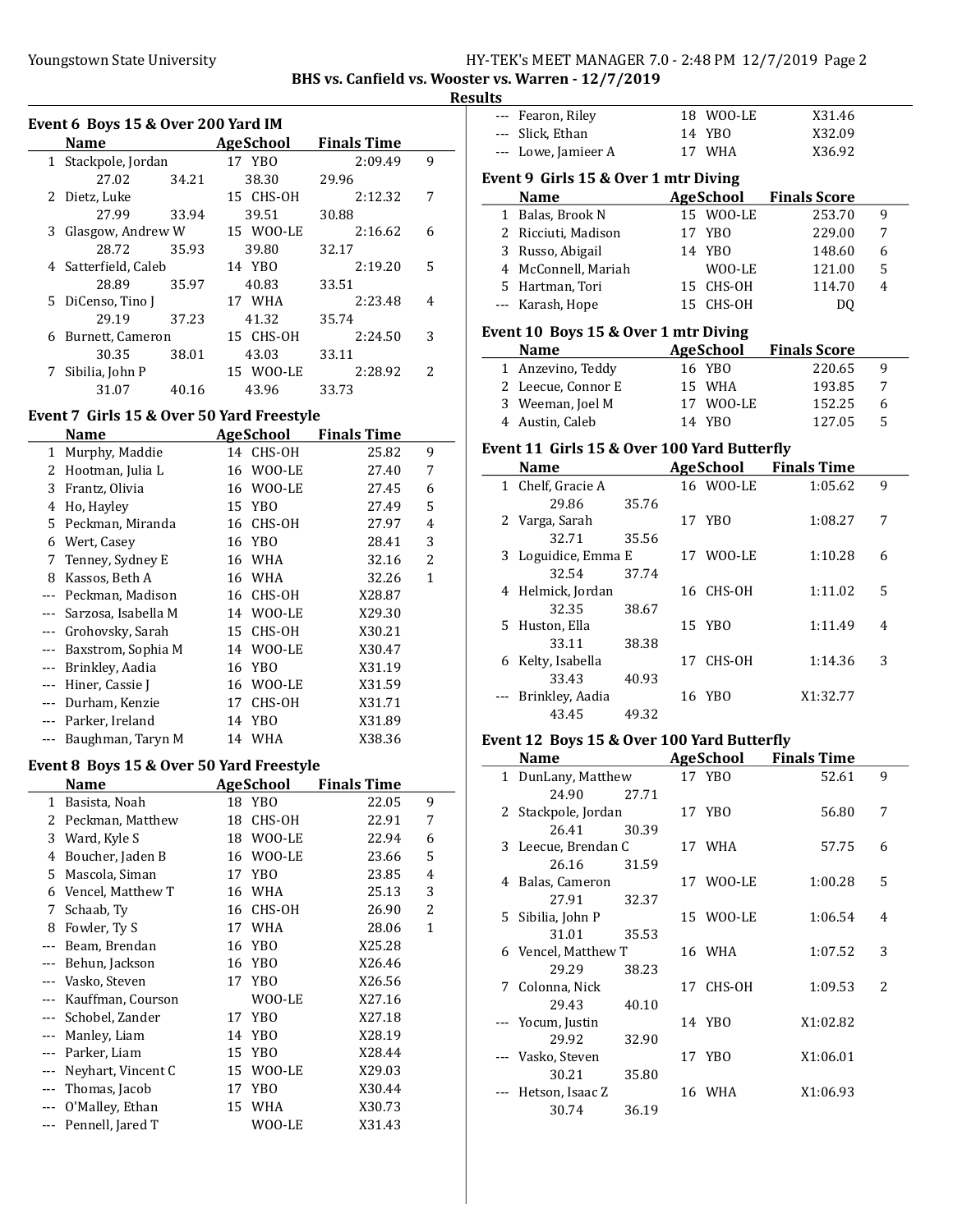## Event 6 Boys 15 & Over 200 Yard IM

| | Name | Age | School | Finals Time | |
|---|---|---|---|---|---|
| 1 | Stackpole, Jordan | 17 | YBO | 2:09.49 | 9 |
| | 27.02 / 34.21 / 38.30 / 29.96 | | | | |
| 2 | Dietz, Luke | 15 | CHS-OH | 2:12.32 | 7 |
| | 27.99 / 33.94 / 39.51 / 30.88 | | | | |
| 3 | Glasgow, Andrew W | 15 | WOO-LE | 2:16.62 | 6 |
| | 28.72 / 35.93 / 39.80 / 32.17 | | | | |
| 4 | Satterfield, Caleb | 14 | YBO | 2:19.20 | 5 |
| | 28.89 / 35.97 / 40.83 / 33.51 | | | | |
| 5 | DiCenso, Tino J | 17 | WHA | 2:23.48 | 4 |
| | 29.19 / 37.23 / 41.32 / 35.74 | | | | |
| 6 | Burnett, Cameron | 15 | CHS-OH | 2:24.50 | 3 |
| | 30.35 / 38.01 / 43.03 / 33.11 | | | | |
| 7 | Sibilia, John P | 15 | WOO-LE | 2:28.92 | 2 |
| | 31.07 / 40.16 / 43.96 / 33.73 | | | | |

## Event 7 Girls 15 & Over 50 Yard Freestyle

| | Name | Age | School | Finals Time | |
|---|---|---|---|---|---|
| 1 | Murphy, Maddie | 14 | CHS-OH | 25.82 | 9 |
| 2 | Hootman, Julia L | 16 | WOO-LE | 27.40 | 7 |
| 3 | Frantz, Olivia | 16 | WOO-LE | 27.45 | 6 |
| 4 | Ho, Hayley | 15 | YBO | 27.49 | 5 |
| 5 | Peckman, Miranda | 16 | CHS-OH | 27.97 | 4 |
| 6 | Wert, Casey | 16 | YBO | 28.41 | 3 |
| 7 | Tenney, Sydney E | 16 | WHA | 32.16 | 2 |
| 8 | Kassos, Beth A | 16 | WHA | 32.26 | 1 |
| --- | Peckman, Madison | 16 | CHS-OH | X28.87 | |
| --- | Sarzosa, Isabella M | 14 | WOO-LE | X29.30 | |
| --- | Grohovsky, Sarah | 15 | CHS-OH | X30.21 | |
| --- | Baxstrom, Sophia M | 14 | WOO-LE | X30.47 | |
| --- | Brinkley, Aadia | 16 | YBO | X31.19 | |
| --- | Hiner, Cassie J | 16 | WOO-LE | X31.59 | |
| --- | Durham, Kenzie | 17 | CHS-OH | X31.71 | |
| --- | Parker, Ireland | 14 | YBO | X31.89 | |
| --- | Baughman, Taryn M | 14 | WHA | X38.36 | |

## Event 8 Boys 15 & Over 50 Yard Freestyle

| | Name | Age | School | Finals Time | |
|---|---|---|---|---|---|
| 1 | Basista, Noah | 18 | YBO | 22.05 | 9 |
| 2 | Peckman, Matthew | 18 | CHS-OH | 22.91 | 7 |
| 3 | Ward, Kyle S | 18 | WOO-LE | 22.94 | 6 |
| 4 | Boucher, Jaden B | 16 | WOO-LE | 23.66 | 5 |
| 5 | Mascola, Siman | 17 | YBO | 23.85 | 4 |
| 6 | Vencel, Matthew T | 16 | WHA | 25.13 | 3 |
| 7 | Schaab, Ty | 16 | CHS-OH | 26.90 | 2 |
| 8 | Fowler, Ty S | 17 | WHA | 28.06 | 1 |
| --- | Beam, Brendan | 16 | YBO | X25.28 | |
| --- | Behun, Jackson | 16 | YBO | X26.46 | |
| --- | Vasko, Steven | 17 | YBO | X26.56 | |
| --- | Kauffman, Courson | | WOO-LE | X27.16 | |
| --- | Schobel, Zander | 17 | YBO | X27.18 | |
| --- | Manley, Liam | 14 | YBO | X28.19 | |
| --- | Parker, Liam | 15 | YBO | X28.44 | |
| --- | Neyhart, Vincent C | 15 | WOO-LE | X29.03 | |
| --- | Thomas, Jacob | 17 | YBO | X30.44 | |
| --- | O'Malley, Ethan | 15 | WHA | X30.73 | |
| --- | Pennell, Jared T | | WOO-LE | X31.43 | |
| --- | Fearon, Riley | 18 | WOO-LE | X31.46 | |
| --- | Slick, Ethan | 14 | YBO | X32.09 | |
| --- | Lowe, Jamieer A | 17 | WHA | X36.92 | |

## Event 9 Girls 15 & Over 1 mtr Diving

| | Name | Age | School | Finals Score | |
|---|---|---|---|---|---|
| 1 | Balas, Brook N | 15 | WOO-LE | 253.70 | 9 |
| 2 | Ricciuti, Madison | 17 | YBO | 229.00 | 7 |
| 3 | Russo, Abigail | 14 | YBO | 148.60 | 6 |
| 4 | McConnell, Mariah | | WOO-LE | 121.00 | 5 |
| 5 | Hartman, Tori | 15 | CHS-OH | 114.70 | 4 |
| --- | Karash, Hope | 15 | CHS-OH | DQ | |

## Event 10 Boys 15 & Over 1 mtr Diving

| | Name | Age | School | Finals Score | |
|---|---|---|---|---|---|
| 1 | Anzevino, Teddy | 16 | YBO | 220.65 | 9 |
| 2 | Leecue, Connor E | 15 | WHA | 193.85 | 7 |
| 3 | Weeman, Joel M | 17 | WOO-LE | 152.25 | 6 |
| 4 | Austin, Caleb | 14 | YBO | 127.05 | 5 |

## Event 11 Girls 15 & Over 100 Yard Butterfly

| | Name | Age | School | Finals Time | |
|---|---|---|---|---|---|
| 1 | Chelf, Gracie A | 16 | WOO-LE | 1:05.62 | 9 |
| | 29.86 / 35.76 | | | | |
| 2 | Varga, Sarah | 17 | YBO | 1:08.27 | 7 |
| | 32.71 / 35.56 | | | | |
| 3 | Loguidice, Emma E | 17 | WOO-LE | 1:10.28 | 6 |
| | 32.54 / 37.74 | | | | |
| 4 | Helmick, Jordan | 16 | CHS-OH | 1:11.02 | 5 |
| | 32.35 / 38.67 | | | | |
| 5 | Huston, Ella | 15 | YBO | 1:11.49 | 4 |
| | 33.11 / 38.38 | | | | |
| 6 | Kelty, Isabella | 17 | CHS-OH | 1:14.36 | 3 |
| | 33.43 / 40.93 | | | | |
| --- | Brinkley, Aadia | 16 | YBO | X1:32.77 | |
| | 43.45 / 49.32 | | | | |

## Event 12 Boys 15 & Over 100 Yard Butterfly

| | Name | Age | School | Finals Time | |
|---|---|---|---|---|---|
| 1 | DunLany, Matthew | 17 | YBO | 52.61 | 9 |
| | 24.90 / 27.71 | | | | |
| 2 | Stackpole, Jordan | 17 | YBO | 56.80 | 7 |
| | 26.41 / 30.39 | | | | |
| 3 | Leecue, Brendan C | 17 | WHA | 57.75 | 6 |
| | 26.16 / 31.59 | | | | |
| 4 | Balas, Cameron | 17 | WOO-LE | 1:00.28 | 5 |
| | 27.91 / 32.37 | | | | |
| 5 | Sibilia, John P | 15 | WOO-LE | 1:06.54 | 4 |
| | 31.01 / 35.53 | | | | |
| 6 | Vencel, Matthew T | 16 | WHA | 1:07.52 | 3 |
| | 29.29 / 38.23 | | | | |
| 7 | Colonna, Nick | 17 | CHS-OH | 1:09.53 | 2 |
| | 29.43 / 40.10 | | | | |
| --- | Yocum, Justin | 14 | YBO | X1:02.82 | |
| | 29.92 / 32.90 | | | | |
| --- | Vasko, Steven | 17 | YBO | X1:06.01 | |
| | 30.21 / 35.80 | | | | |
| --- | Hetson, Isaac Z | 16 | WHA | X1:06.93 | |
| | 30.74 / 36.19 | | | | |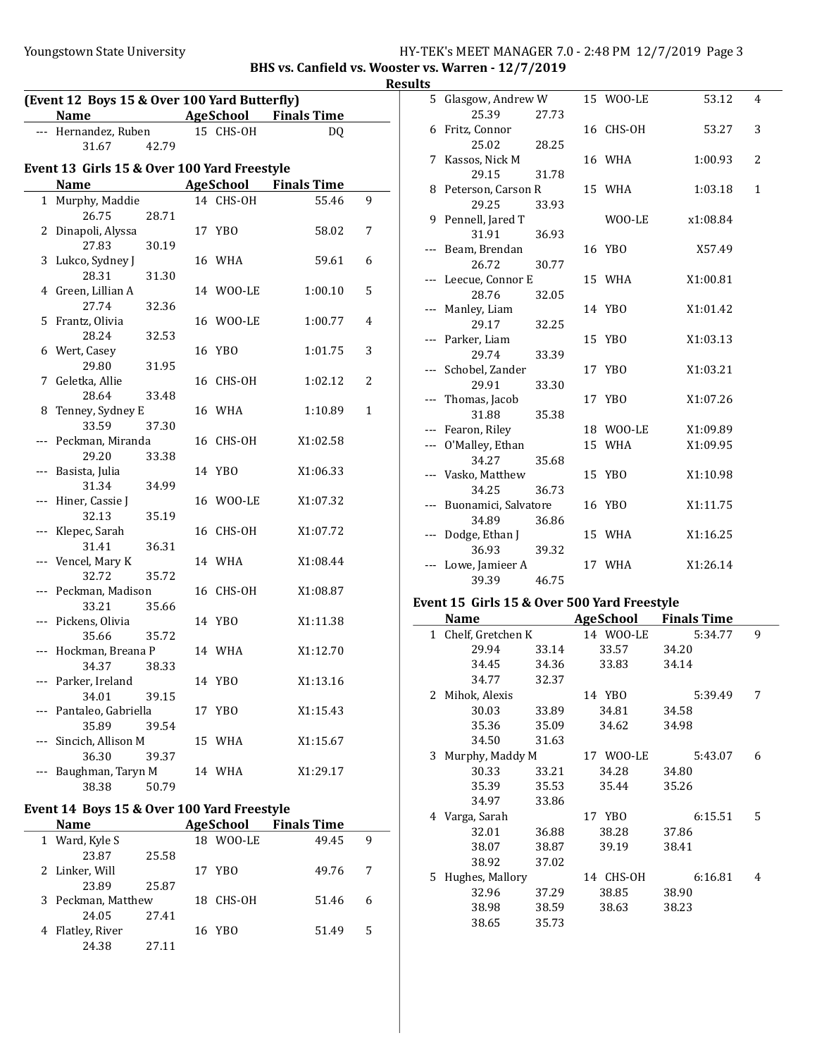**BHS vs. Canfield vs. Wooster vs. Warren - 12/7/2019**

**Results**

### (Event 12 Boys 15 & Over 100 Yard Butterfly)

| | Name | Age | School | Finals Time | |
|---|---|---|---|---|---|
| --- | Hernandez, Ruben | 15 | CHS-OH | DQ | |
| | 31.67 42.79 | | | | |

### Event 13 Girls 15 & Over 100 Yard Freestyle

| | Name | Age | School | Finals Time | |
|---|---|---|---|---|---|
| 1 | Murphy, Maddie | 14 | CHS-OH | 55.46 | 9 |
| | 26.75 28.71 | | | | |
| 2 | Dinapoli, Alyssa | 17 | YBO | 58.02 | 7 |
| | 27.83 30.19 | | | | |
| 3 | Lukco, Sydney J | 16 | WHA | 59.61 | 6 |
| | 28.31 31.30 | | | | |
| 4 | Green, Lillian A | 14 | WOO-LE | 1:00.10 | 5 |
| | 27.74 32.36 | | | | |
| 5 | Frantz, Olivia | 16 | WOO-LE | 1:00.77 | 4 |
| | 28.24 32.53 | | | | |
| 6 | Wert, Casey | 16 | YBO | 1:01.75 | 3 |
| | 29.80 31.95 | | | | |
| 7 | Geletka, Allie | 16 | CHS-OH | 1:02.12 | 2 |
| | 28.64 33.48 | | | | |
| 8 | Tenney, Sydney E | 16 | WHA | 1:10.89 | 1 |
| | 33.59 37.30 | | | | |
| --- | Peckman, Miranda | 16 | CHS-OH | X1:02.58 | |
| | 29.20 33.38 | | | | |
| --- | Basista, Julia | 14 | YBO | X1:06.33 | |
| | 31.34 34.99 | | | | |
| --- | Hiner, Cassie J | 16 | WOO-LE | X1:07.32 | |
| | 32.13 35.19 | | | | |
| --- | Klepec, Sarah | 16 | CHS-OH | X1:07.72 | |
| | 31.41 36.31 | | | | |
| --- | Vencel, Mary K | 14 | WHA | X1:08.44 | |
| | 32.72 35.72 | | | | |
| --- | Peckman, Madison | 16 | CHS-OH | X1:08.87 | |
| | 33.21 35.66 | | | | |
| --- | Pickens, Olivia | 14 | YBO | X1:11.38 | |
| | 35.66 35.72 | | | | |
| --- | Hockman, Breana P | 14 | WHA | X1:12.70 | |
| | 34.37 38.33 | | | | |
| --- | Parker, Ireland | 14 | YBO | X1:13.16 | |
| | 34.01 39.15 | | | | |
| --- | Pantaleo, Gabriella | 17 | YBO | X1:15.43 | |
| | 35.89 39.54 | | | | |
| --- | Sincich, Allison M | 15 | WHA | X1:15.67 | |
| | 36.30 39.37 | | | | |
| --- | Baughman, Taryn M | 14 | WHA | X1:29.17 | |
| | 38.38 50.79 | | | | |

### Event 14 Boys 15 & Over 100 Yard Freestyle

| | Name | Age | School | Finals Time | |
|---|---|---|---|---|---|
| 1 | Ward, Kyle S | 18 | WOO-LE | 49.45 | 9 |
| | 23.87 25.58 | | | | |
| 2 | Linker, Will | 17 | YBO | 49.76 | 7 |
| | 23.89 25.87 | | | | |
| 3 | Peckman, Matthew | 18 | CHS-OH | 51.46 | 6 |
| | 24.05 27.41 | | | | |
| 4 | Flatley, River | 16 | YBO | 51.49 | 5 |
| | 24.38 27.11 | | | | |
| 5 | Glasgow, Andrew W | 15 | WOO-LE | 53.12 | 4 |
| | 25.39 27.73 | | | | |
| 6 | Fritz, Connor | 16 | CHS-OH | 53.27 | 3 |
| | 25.02 28.25 | | | | |
| 7 | Kassos, Nick M | 16 | WHA | 1:00.93 | 2 |
| | 29.15 31.78 | | | | |
| 8 | Peterson, Carson R | 15 | WHA | 1:03.18 | 1 |
| | 29.25 33.93 | | | | |
| 9 | Pennell, Jared T | | WOO-LE | x1:08.84 | |
| | 31.91 36.93 | | | | |
| --- | Beam, Brendan | 16 | YBO | X57.49 | |
| | 26.72 30.77 | | | | |
| --- | Leecue, Connor E | 15 | WHA | X1:00.81 | |
| | 28.76 32.05 | | | | |
| --- | Manley, Liam | 14 | YBO | X1:01.42 | |
| | 29.17 32.25 | | | | |
| --- | Parker, Liam | 15 | YBO | X1:03.13 | |
| | 29.74 33.39 | | | | |
| --- | Schobel, Zander | 17 | YBO | X1:03.21 | |
| | 29.91 33.30 | | | | |
| --- | Thomas, Jacob | 17 | YBO | X1:07.26 | |
| | 31.88 35.38 | | | | |
| --- | Fearon, Riley | 18 | WOO-LE | X1:09.89 | |
| --- | O'Malley, Ethan | 15 | WHA | X1:09.95 | |
| | 34.27 35.68 | | | | |
| --- | Vasko, Matthew | 15 | YBO | X1:10.98 | |
| | 34.25 36.73 | | | | |
| --- | Buonamici, Salvatore | 16 | YBO | X1:11.75 | |
| | 34.89 36.86 | | | | |
| --- | Dodge, Ethan J | 15 | WHA | X1:16.25 | |
| | 36.93 39.32 | | | | |
| --- | Lowe, Jamieer A | 17 | WHA | X1:26.14 | |
| | 39.39 46.75 | | | | |

### Event 15 Girls 15 & Over 500 Yard Freestyle

| | Name | Age | School | Finals Time | |
|---|---|---|---|---|---|
| 1 | Chelf, Gretchen K | 14 | WOO-LE | 5:34.77 | 9 |
| | 29.94 33.14 33.57 34.20 | | | | |
| | 34.45 34.36 33.83 34.14 | | | | |
| | 34.77 32.37 | | | | |
| 2 | Mihok, Alexis | 14 | YBO | 5:39.49 | 7 |
| | 30.03 33.89 34.81 34.58 | | | | |
| | 35.36 35.09 34.62 34.98 | | | | |
| | 34.50 31.63 | | | | |
| 3 | Murphy, Maddy M | 17 | WOO-LE | 5:43.07 | 6 |
| | 30.33 33.21 34.28 34.80 | | | | |
| | 35.39 35.53 35.44 35.26 | | | | |
| | 34.97 33.86 | | | | |
| 4 | Varga, Sarah | 17 | YBO | 6:15.51 | 5 |
| | 32.01 36.88 38.28 37.86 | | | | |
| | 38.07 38.87 39.19 38.41 | | | | |
| | 38.92 37.02 | | | | |
| 5 | Hughes, Mallory | 14 | CHS-OH | 6:16.81 | 4 |
| | 32.96 37.29 38.85 38.90 | | | | |
| | 38.98 38.59 38.63 38.23 | | | | |
| | 38.65 35.73 | | | | |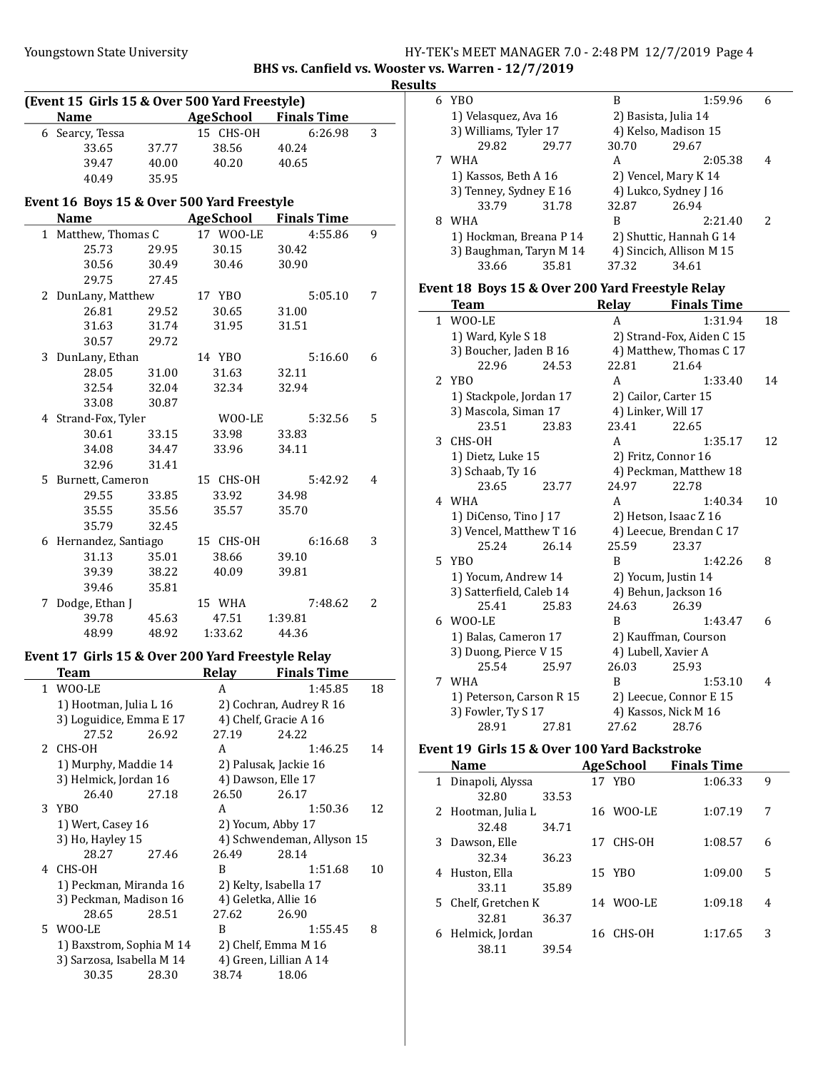## BHS vs. Canfield vs. Wooster vs. Warren - 12/7/2019

### Results

**(Event 15 Girls 15 & Over 500 Yard Freestyle)**

| | Name | Age | School | Finals Time | Points |
|---|---|---|---|---|---|
| 6 | Searcy, Tessa | 15 | CHS-OH | 6:26.98 | 3 |
| | 33.65 37.77 38.56 40.24 39.47 40.00 40.20 40.65 40.49 35.95 | | | | |

### Event 16 Boys 15 & Over 500 Yard Freestyle

| | Name | Age | School | Finals Time | Points |
|---|---|---|---|---|---|
| 1 | Matthew, Thomas C | 17 | WOO-LE | 4:55.86 | 9 |
| | 25.73 29.95 30.15 30.42 30.56 30.49 30.46 30.90 29.75 27.45 | | | | |
| 2 | DunLany, Matthew | 17 | YBO | 5:05.10 | 7 |
| | 26.81 29.52 30.65 31.00 31.63 31.74 31.95 31.51 30.57 29.72 | | | | |
| 3 | DunLany, Ethan | 14 | YBO | 5:16.60 | 6 |
| | 28.05 31.00 31.63 32.11 32.54 32.04 32.34 32.94 33.08 30.87 | | | | |
| 4 | Strand-Fox, Tyler | | WOO-LE | 5:32.56 | 5 |
| | 30.61 33.15 33.98 33.83 34.08 34.47 33.96 34.11 32.96 31.41 | | | | |
| 5 | Burnett, Cameron | 15 | CHS-OH | 5:42.92 | 4 |
| | 29.55 33.85 33.92 34.98 35.55 35.56 35.57 35.70 35.79 32.45 | | | | |
| 6 | Hernandez, Santiago | 15 | CHS-OH | 6:16.68 | 3 |
| | 31.13 35.01 38.66 39.10 39.39 38.22 40.09 39.81 39.46 35.81 | | | | |
| 7 | Dodge, Ethan J | 15 | WHA | 7:48.62 | 2 |
| | 39.78 45.63 47.51 1:39.81 48.99 48.92 1:33.62 44.36 | | | | |

### Event 17 Girls 15 & Over 200 Yard Freestyle Relay

| | Team | Relay | Finals Time | Points |
|---|---|---|---|---|
| 1 | WOO-LE | A | 1:45.85 | 18 |
| | 1) Hootman, Julia L 16; 2) Cochran, Audrey R 16; 3) Loguidice, Emma E 17; 4) Chelf, Gracie A 16 | | | |
| | 27.52 26.92 27.19 24.22 | | | |
| 2 | CHS-OH | A | 1:46.25 | 14 |
| | 1) Murphy, Maddie 14; 2) Palusak, Jackie 16; 3) Helmick, Jordan 16; 4) Dawson, Elle 17 | | | |
| | 26.40 27.18 26.50 26.17 | | | |
| 3 | YBO | A | 1:50.36 | 12 |
| | 1) Wert, Casey 16; 2) Yocum, Abby 17; 3) Ho, Hayley 15; 4) Schwendeman, Allyson 15 | | | |
| | 28.27 27.46 26.49 28.14 | | | |
| 4 | CHS-OH | B | 1:51.68 | 10 |
| | 1) Peckman, Miranda 16; 2) Kelty, Isabella 17; 3) Peckman, Madison 16; 4) Geletka, Allie 16 | | | |
| | 28.65 28.51 27.62 26.90 | | | |
| 5 | WOO-LE | B | 1:55.45 | 8 |
| | 1) Baxstrom, Sophia M 14; 2) Chelf, Emma M 16; 3) Sarzosa, Isabella M 14; 4) Green, Lillian A 14 | | | |
| | 30.35 28.30 38.74 18.06 | | | |
| 6 | YBO | B | 1:59.96 | 6 |
| | 1) Velasquez, Ava 16; 2) Basista, Julia 14; 3) Williams, Tyler 17; 4) Kelso, Madison 15 | | | |
| | 29.82 29.77 30.70 29.67 | | | |
| 7 | WHA | A | 2:05.38 | 4 |
| | 1) Kassos, Beth A 16; 2) Vencel, Mary K 14; 3) Tenney, Sydney E 16; 4) Lukco, Sydney J 16 | | | |
| | 33.79 31.78 32.87 26.94 | | | |
| 8 | WHA | B | 2:21.40 | 2 |
| | 1) Hockman, Breana P 14; 2) Shuttic, Hannah G 14; 3) Baughman, Taryn M 14; 4) Sincich, Allison M 15 | | | |
| | 33.66 35.81 37.32 34.61 | | | |

### Event 18 Boys 15 & Over 200 Yard Freestyle Relay

| | Team | Relay | Finals Time | Points |
|---|---|---|---|---|
| 1 | WOO-LE | A | 1:31.94 | 18 |
| | 1) Ward, Kyle S 18; 2) Strand-Fox, Aiden C 15; 3) Boucher, Jaden B 16; 4) Matthew, Thomas C 17 | | | |
| | 22.96 24.53 22.81 21.64 | | | |
| 2 | YBO | A | 1:33.40 | 14 |
| | 1) Stackpole, Jordan 17; 2) Cailor, Carter 15; 3) Mascola, Siman 17; 4) Linker, Will 17 | | | |
| | 23.51 23.83 23.41 22.65 | | | |
| 3 | CHS-OH | A | 1:35.17 | 12 |
| | 1) Dietz, Luke 15; 2) Fritz, Connor 16; 3) Schaab, Ty 16; 4) Peckman, Matthew 18 | | | |
| | 23.65 23.77 24.97 22.78 | | | |
| 4 | WHA | A | 1:40.34 | 10 |
| | 1) DiCenso, Tino J 17; 2) Hetson, Isaac Z 16; 3) Vencel, Matthew T 16; 4) Leecue, Brendan C 17 | | | |
| | 25.24 26.14 25.59 23.37 | | | |
| 5 | YBO | B | 1:42.26 | 8 |
| | 1) Yocum, Andrew 14; 2) Yocum, Justin 14; 3) Satterfield, Caleb 14; 4) Behun, Jackson 16 | | | |
| | 25.41 25.83 24.63 26.39 | | | |
| 6 | WOO-LE | B | 1:43.47 | 6 |
| | 1) Balas, Cameron 17; 2) Kauffman, Courson; 3) Duong, Pierce V 15; 4) Lubell, Xavier A | | | |
| | 25.54 25.97 26.03 25.93 | | | |
| 7 | WHA | B | 1:53.10 | 4 |
| | 1) Peterson, Carson R 15; 2) Leecue, Connor E 15; 3) Fowler, Ty S 17; 4) Kassos, Nick M 16 | | | |
| | 28.91 27.81 27.62 28.76 | | | |

### Event 19 Girls 15 & Over 100 Yard Backstroke

| | Name | Age | School | Finals Time | Points |
|---|---|---|---|---|---|
| 1 | Dinapoli, Alyssa | 17 | YBO | 1:06.33 | 9 |
| | 32.80 33.53 | | | | |
| 2 | Hootman, Julia L | 16 | WOO-LE | 1:07.19 | 7 |
| | 32.48 34.71 | | | | |
| 3 | Dawson, Elle | 17 | CHS-OH | 1:08.57 | 6 |
| | 32.34 36.23 | | | | |
| 4 | Huston, Ella | 15 | YBO | 1:09.00 | 5 |
| | 33.11 35.89 | | | | |
| 5 | Chelf, Gretchen K | 14 | WOO-LE | 1:09.18 | 4 |
| | 32.81 36.37 | | | | |
| 6 | Helmick, Jordan | 16 | CHS-OH | 1:17.65 | 3 |
| | 38.11 39.54 | | | | |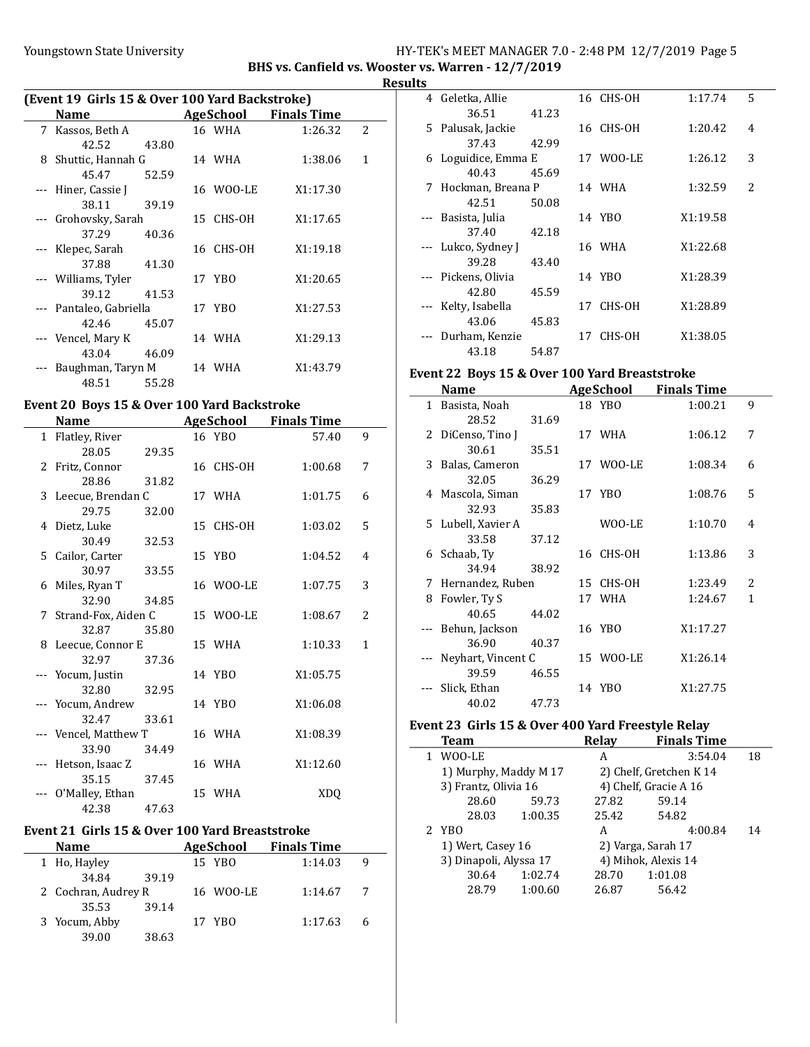BHS vs. Canfield vs. Wooster vs. Warren - 12/7/2019

Results

### (Event 19 Girls 15 & Over 100 Yard Backstroke)

| | Name | Age | School | Finals Time | |
|---|---|---|---|---|---|
| 7 | Kassos, Beth A | 16 | WHA | 1:26.32 | 2 |
| | 42.52 43.80 | | | | |
| 8 | Shuttic, Hannah G | 14 | WHA | 1:38.06 | 1 |
| | 45.47 52.59 | | | | |
| --- | Hiner, Cassie J | 16 | WOO-LE | X1:17.30 | |
| | 38.11 39.19 | | | | |
| --- | Grohovsky, Sarah | 15 | CHS-OH | X1:17.65 | |
| | 37.29 40.36 | | | | |
| --- | Klepec, Sarah | 16 | CHS-OH | X1:19.18 | |
| | 37.88 41.30 | | | | |
| --- | Williams, Tyler | 17 | YBO | X1:20.65 | |
| | 39.12 41.53 | | | | |
| --- | Pantaleo, Gabriella | 17 | YBO | X1:27.53 | |
| | 42.46 45.07 | | | | |
| --- | Vencel, Mary K | 14 | WHA | X1:29.13 | |
| | 43.04 46.09 | | | | |
| --- | Baughman, Taryn M | 14 | WHA | X1:43.79 | |
| | 48.51 55.28 | | | | |

### Event 20 Boys 15 & Over 100 Yard Backstroke

| | Name | Age | School | Finals Time | |
|---|---|---|---|---|---|
| 1 | Flatley, River | 16 | YBO | 57.40 | 9 |
| | 28.05 29.35 | | | | |
| 2 | Fritz, Connor | 16 | CHS-OH | 1:00.68 | 7 |
| | 28.86 31.82 | | | | |
| 3 | Leecue, Brendan C | 17 | WHA | 1:01.75 | 6 |
| | 29.75 32.00 | | | | |
| 4 | Dietz, Luke | 15 | CHS-OH | 1:03.02 | 5 |
| | 30.49 32.53 | | | | |
| 5 | Cailor, Carter | 15 | YBO | 1:04.52 | 4 |
| | 30.97 33.55 | | | | |
| 6 | Miles, Ryan T | 16 | WOO-LE | 1:07.75 | 3 |
| | 32.90 34.85 | | | | |
| 7 | Strand-Fox, Aiden C | 15 | WOO-LE | 1:08.67 | 2 |
| | 32.87 35.80 | | | | |
| 8 | Leecue, Connor E | 15 | WHA | 1:10.33 | 1 |
| | 32.97 37.36 | | | | |
| --- | Yocum, Justin | 14 | YBO | X1:05.75 | |
| | 32.80 32.95 | | | | |
| --- | Yocum, Andrew | 14 | YBO | X1:06.08 | |
| | 32.47 33.61 | | | | |
| --- | Vencel, Matthew T | 16 | WHA | X1:08.39 | |
| | 33.90 34.49 | | | | |
| --- | Hetson, Isaac Z | 16 | WHA | X1:12.60 | |
| | 35.15 37.45 | | | | |
| --- | O'Malley, Ethan | 15 | WHA | XDQ | |
| | 42.38 47.63 | | | | |

### Event 21 Girls 15 & Over 100 Yard Breaststroke

| | Name | Age | School | Finals Time | |
|---|---|---|---|---|---|
| 1 | Ho, Hayley | 15 | YBO | 1:14.03 | 9 |
| | 34.84 39.19 | | | | |
| 2 | Cochran, Audrey R | 16 | WOO-LE | 1:14.67 | 7 |
| | 35.53 39.14 | | | | |
| 3 | Yocum, Abby | 17 | YBO | 1:17.63 | 6 |
| | 39.00 38.63 | | | | |
| 4 | Geletka, Allie | 16 | CHS-OH | 1:17.74 | 5 |
| | 36.51 41.23 | | | | |
| 5 | Palusak, Jackie | 16 | CHS-OH | 1:20.42 | 4 |
| | 37.43 42.99 | | | | |
| 6 | Loguidice, Emma E | 17 | WOO-LE | 1:26.12 | 3 |
| | 40.43 45.69 | | | | |
| 7 | Hockman, Breana P | 14 | WHA | 1:32.59 | 2 |
| | 42.51 50.08 | | | | |
| --- | Basista, Julia | 14 | YBO | X1:19.58 | |
| | 37.40 42.18 | | | | |
| --- | Lukco, Sydney J | 16 | WHA | X1:22.68 | |
| | 39.28 43.40 | | | | |
| --- | Pickens, Olivia | 14 | YBO | X1:28.39 | |
| | 42.80 45.59 | | | | |
| --- | Kelty, Isabella | 17 | CHS-OH | X1:28.89 | |
| | 43.06 45.83 | | | | |
| --- | Durham, Kenzie | 17 | CHS-OH | X1:38.05 | |
| | 43.18 54.87 | | | | |

### Event 22 Boys 15 & Over 100 Yard Breaststroke

| | Name | Age | School | Finals Time | |
|---|---|---|---|---|---|
| 1 | Basista, Noah | 18 | YBO | 1:00.21 | 9 |
| | 28.52 31.69 | | | | |
| 2 | DiCenso, Tino J | 17 | WHA | 1:06.12 | 7 |
| | 30.61 35.51 | | | | |
| 3 | Balas, Cameron | 17 | WOO-LE | 1:08.34 | 6 |
| | 32.05 36.29 | | | | |
| 4 | Mascola, Siman | 17 | YBO | 1:08.76 | 5 |
| | 32.93 35.83 | | | | |
| 5 | Lubell, Xavier A | | WOO-LE | 1:10.70 | 4 |
| | 33.58 37.12 | | | | |
| 6 | Schaab, Ty | 16 | CHS-OH | 1:13.86 | 3 |
| | 34.94 38.92 | | | | |
| 7 | Hernandez, Ruben | 15 | CHS-OH | 1:23.49 | 2 |
| 8 | Fowler, Ty S | 17 | WHA | 1:24.67 | 1 |
| | 40.65 44.02 | | | | |
| --- | Behun, Jackson | 16 | YBO | X1:17.27 | |
| | 36.90 40.37 | | | | |
| --- | Neyhart, Vincent C | 15 | WOO-LE | X1:26.14 | |
| | 39.59 46.55 | | | | |
| --- | Slick, Ethan | 14 | YBO | X1:27.75 | |
| | 40.02 47.73 | | | | |

### Event 23 Girls 15 & Over 400 Yard Freestyle Relay

| | Team | Relay | Finals Time | |
|---|---|---|---|---|
| 1 | WOO-LE | A | 3:54.04 | 18 |
| | 1) Murphy, Maddy M 17 | 2) Chelf, Gretchen K 14 | | |
| | 3) Frantz, Olivia 16 | 4) Chelf, Gracie A 16 | | |
| | 28.60 59.73 | 27.82 59.14 | | |
| | 28.03 1:00.35 | 25.42 54.82 | | |
| 2 | YBO | A | 4:00.84 | 14 |
| | 1) Wert, Casey 16 | 2) Varga, Sarah 17 | | |
| | 3) Dinapoli, Alyssa 17 | 4) Mihok, Alexis 14 | | |
| | 30.64 1:02.74 | 28.70 1:01.08 | | |
| | 28.79 1:00.60 | 26.87 56.42 | | |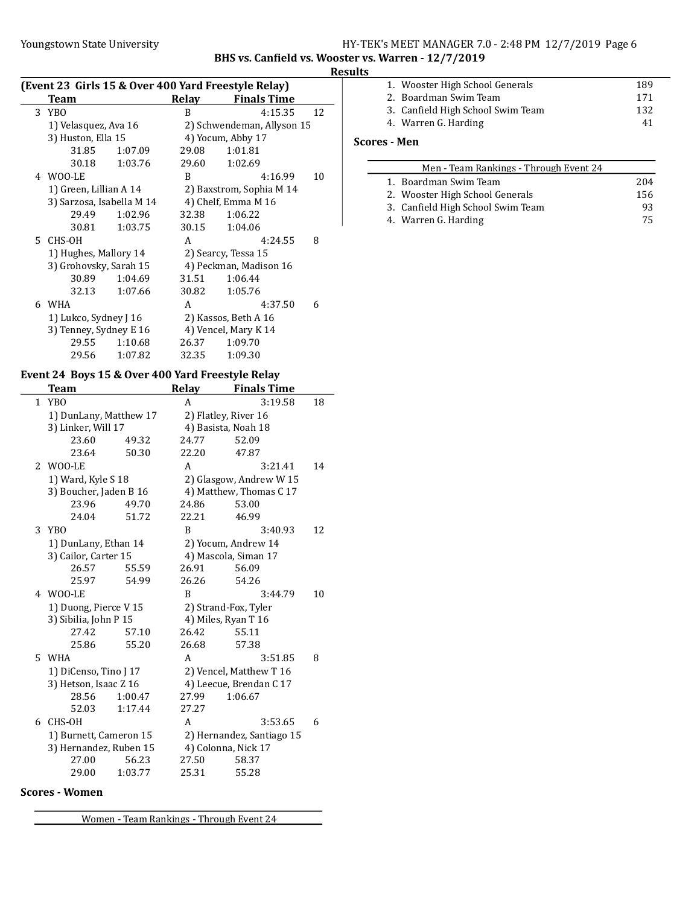## (Event 23 Girls 15 & Over 400 Yard Freestyle Relay)

| | Team | Relay | Finals Time | |
|---|---|---|---|---|
| 3 | YBO | B | 4:15.35 | 12 |
| | 1) Velasquez, Ava 16 | 2) Schwendeman, Allyson 15 | | |
| | 3) Huston, Ella 15 | 4) Yocum, Abby 17 | | |
| | 31.85 1:07.09 | 29.08 1:01.81 | | |
| | 30.18 1:03.76 | 29.60 1:02.69 | | |
| 4 | WOO-LE | B | 4:16.99 | 10 |
| | 1) Green, Lillian A 14 | 2) Baxstrom, Sophia M 14 | | |
| | 3) Sarzosa, Isabella M 14 | 4) Chelf, Emma M 16 | | |
| | 29.49 1:02.96 | 32.38 1:06.22 | | |
| | 30.81 1:03.75 | 30.15 1:04.06 | | |
| 5 | CHS-OH | A | 4:24.55 | 8 |
| | 1) Hughes, Mallory 14 | 2) Searcy, Tessa 15 | | |
| | 3) Grohovsky, Sarah 15 | 4) Peckman, Madison 16 | | |
| | 30.89 1:04.69 | 31.51 1:06.44 | | |
| | 32.13 1:07.66 | 30.82 1:05.76 | | |
| 6 | WHA | A | 4:37.50 | 6 |
| | 1) Lukco, Sydney J 16 | 2) Kassos, Beth A 16 | | |
| | 3) Tenney, Sydney E 16 | 4) Vencel, Mary K 14 | | |
| | 29.55 1:10.68 | 26.37 1:09.70 | | |
| | 29.56 1:07.82 | 32.35 1:09.30 | | |

## Event 24 Boys 15 & Over 400 Yard Freestyle Relay

| | Team | Relay | Finals Time | |
|---|---|---|---|---|
| 1 | YBO | A | 3:19.58 | 18 |
| | 1) DunLany, Matthew 17 | 2) Flatley, River 16 | | |
| | 3) Linker, Will 17 | 4) Basista, Noah 18 | | |
| | 23.60 49.32 | 24.77 52.09 | | |
| | 23.64 50.30 | 22.20 47.87 | | |
| 2 | WOO-LE | A | 3:21.41 | 14 |
| | 1) Ward, Kyle S 18 | 2) Glasgow, Andrew W 15 | | |
| | 3) Boucher, Jaden B 16 | 4) Matthew, Thomas C 17 | | |
| | 23.96 49.70 | 24.86 53.00 | | |
| | 24.04 51.72 | 22.21 46.99 | | |
| 3 | YBO | B | 3:40.93 | 12 |
| | 1) DunLany, Ethan 14 | 2) Yocum, Andrew 14 | | |
| | 3) Cailor, Carter 15 | 4) Mascola, Siman 17 | | |
| | 26.57 55.59 | 26.91 56.09 | | |
| | 25.97 54.99 | 26.26 54.26 | | |
| 4 | WOO-LE | B | 3:44.79 | 10 |
| | 1) Duong, Pierce V 15 | 2) Strand-Fox, Tyler | | |
| | 3) Sibilia, John P 15 | 4) Miles, Ryan T 16 | | |
| | 27.42 57.10 | 26.42 55.11 | | |
| | 25.86 55.20 | 26.68 57.38 | | |
| 5 | WHA | A | 3:51.85 | 8 |
| | 1) DiCenso, Tino J 17 | 2) Vencel, Matthew T 16 | | |
| | 3) Hetson, Isaac Z 16 | 4) Leecue, Brendan C 17 | | |
| | 28.56 1:00.47 | 27.99 1:06.67 | | |
| | 52.03 1:17.44 | 27.27 | | |
| 6 | CHS-OH | A | 3:53.65 | 6 |
| | 1) Burnett, Cameron 15 | 2) Hernandez, Santiago 15 | | |
| | 3) Hernandez, Ruben 15 | 4) Colonna, Nick 17 | | |
| | 27.00 56.23 | 27.50 58.37 | | |
| | 29.00 1:03.77 | 25.31 55.28 | | |

### Scores - Women

| Women - Team Rankings - Through Event 24 | |
|---|---|
| 1. Wooster High School Generals | 189 |
| 2. Boardman Swim Team | 171 |
| 3. Canfield High School Swim Team | 132 |
| 4. Warren G. Harding | 41 |

### Scores - Men

| Men - Team Rankings - Through Event 24 | |
|---|---|
| 1. Boardman Swim Team | 204 |
| 2. Wooster High School Generals | 156 |
| 3. Canfield High School Swim Team | 93 |
| 4. Warren G. Harding | 75 |